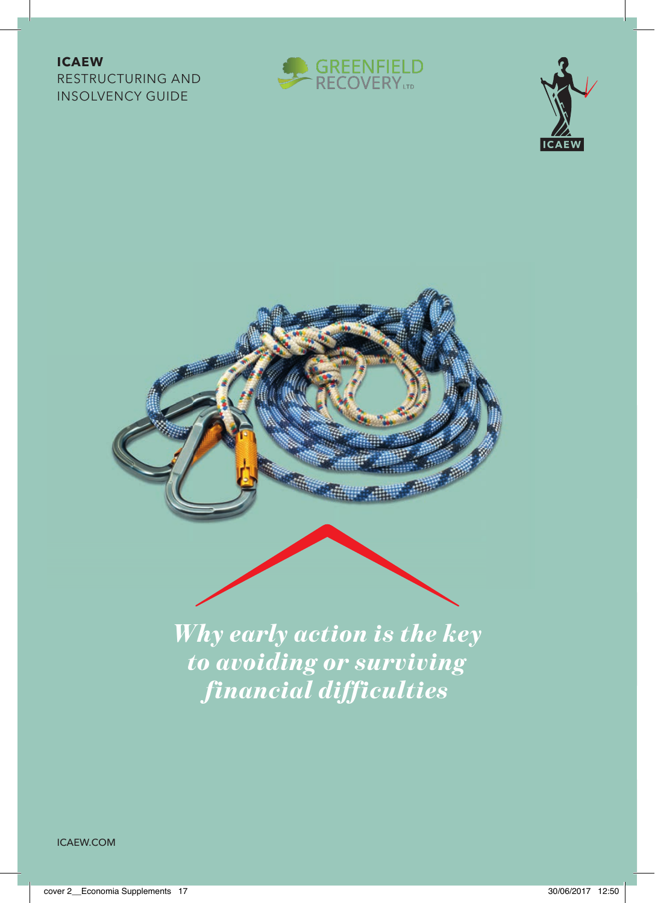**ICAEW**
RESTRUCTURING AND
INSOLVENCY GUIDE

# *Why early action is the key to avoiding or surviving financial difficulties*

ICAEW.COM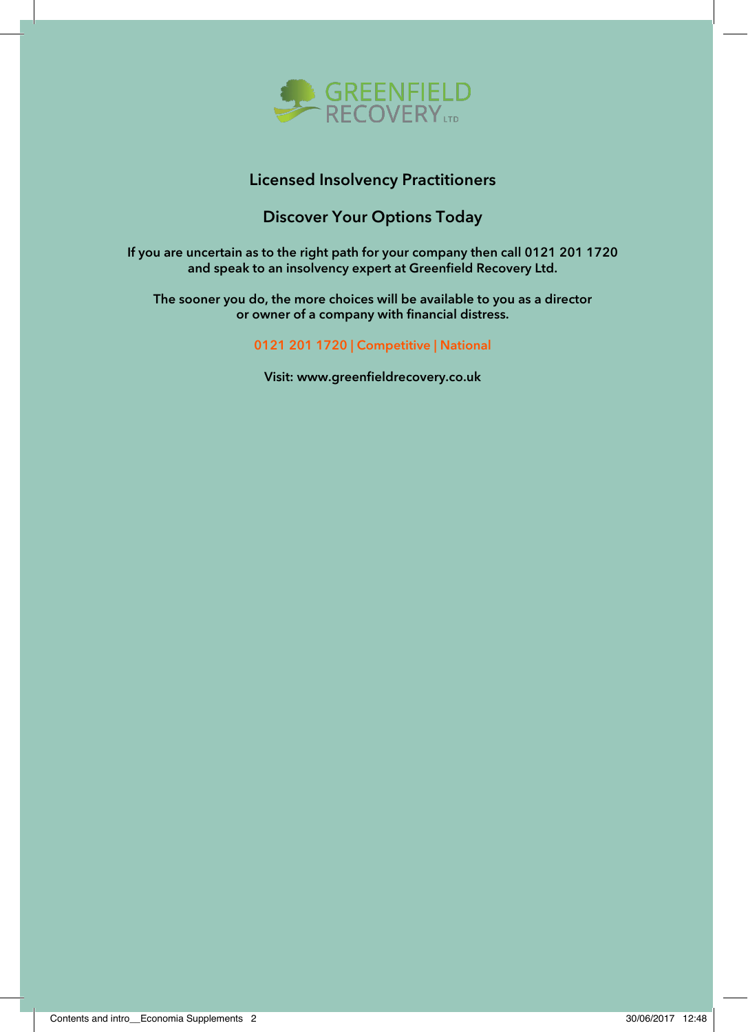GREENFIELD RECOVERY LTD

## Licensed Insolvency Practitioners

## Discover Your Options Today

**If you are uncertain as to the right path for your company then call 0121 201 1720 and speak to an insolvency expert at Greenfield Recovery Ltd.**

**The sooner you do, the more choices will be available to you as a director or owner of a company with financial distress.**

**0121 201 1720 | Competitive | National**

**Visit: www.greenfieldrecovery.co.uk**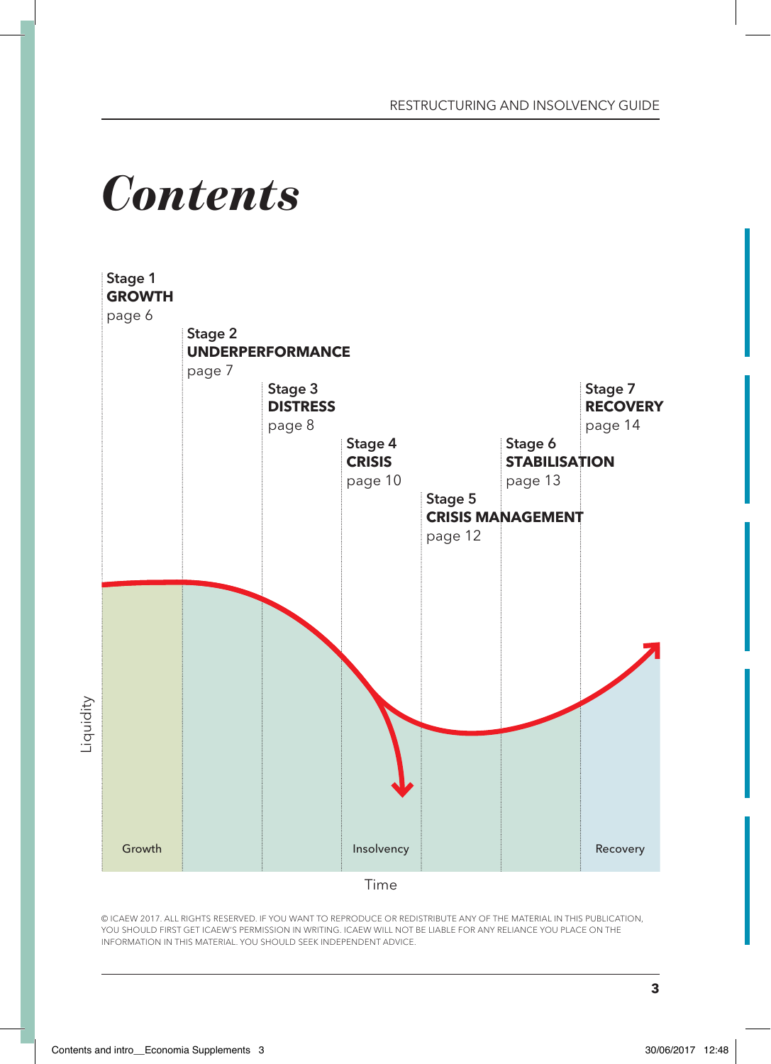# *Contents*

**Stage 1**
**GROWTH**
page 6

**Stage 2**
**UNDERPERFORMANCE**
page 7

**Stage 3**
**DISTRESS**
page 8

**Stage 4**
**CRISIS**
page 10

**Stage 5**
**CRISIS MANAGEMENT**
page 12

**Stage 6**
**STABILISATION**
page 13

**Stage 7**
**RECOVERY**
page 14

Liquidity

Growth

Insolvency

Recovery

Time

© ICAEW 2017. ALL RIGHTS RESERVED. IF YOU WANT TO REPRODUCE OR REDISTRIBUTE ANY OF THE MATERIAL IN THIS PUBLICATION, YOU SHOULD FIRST GET ICAEW'S PERMISSION IN WRITING. ICAEW WILL NOT BE LIABLE FOR ANY RELIANCE YOU PLACE ON THE INFORMATION IN THIS MATERIAL. YOU SHOULD SEEK INDEPENDENT ADVICE.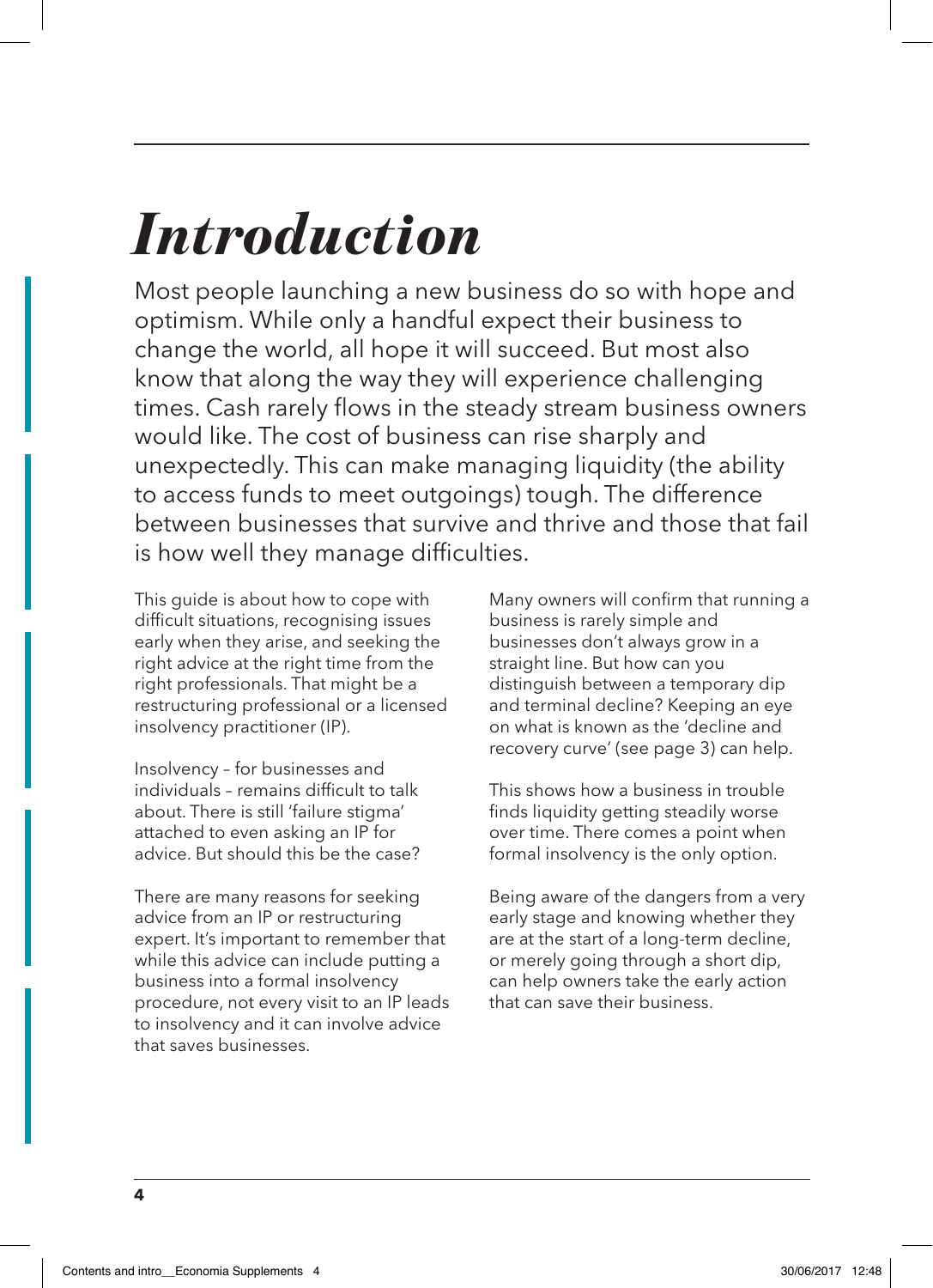# *Introduction*

Most people launching a new business do so with hope and optimism. While only a handful expect their business to change the world, all hope it will succeed. But most also know that along the way they will experience challenging times. Cash rarely flows in the steady stream business owners would like. The cost of business can rise sharply and unexpectedly. This can make managing liquidity (the ability to access funds to meet outgoings) tough. The difference between businesses that survive and thrive and those that fail is how well they manage difficulties.

This guide is about how to cope with difficult situations, recognising issues early when they arise, and seeking the right advice at the right time from the right professionals. That might be a restructuring professional or a licensed insolvency practitioner (IP).

Insolvency – for businesses and individuals – remains difficult to talk about. There is still 'failure stigma' attached to even asking an IP for advice. But should this be the case?

There are many reasons for seeking advice from an IP or restructuring expert. It's important to remember that while this advice can include putting a business into a formal insolvency procedure, not every visit to an IP leads to insolvency and it can involve advice that saves businesses.

Many owners will confirm that running a business is rarely simple and businesses don't always grow in a straight line. But how can you distinguish between a temporary dip and terminal decline? Keeping an eye on what is known as the 'decline and recovery curve' (see page 3) can help.

This shows how a business in trouble finds liquidity getting steadily worse over time. There comes a point when formal insolvency is the only option.

Being aware of the dangers from a very early stage and knowing whether they are at the start of a long-term decline, or merely going through a short dip, can help owners take the early action that can save their business.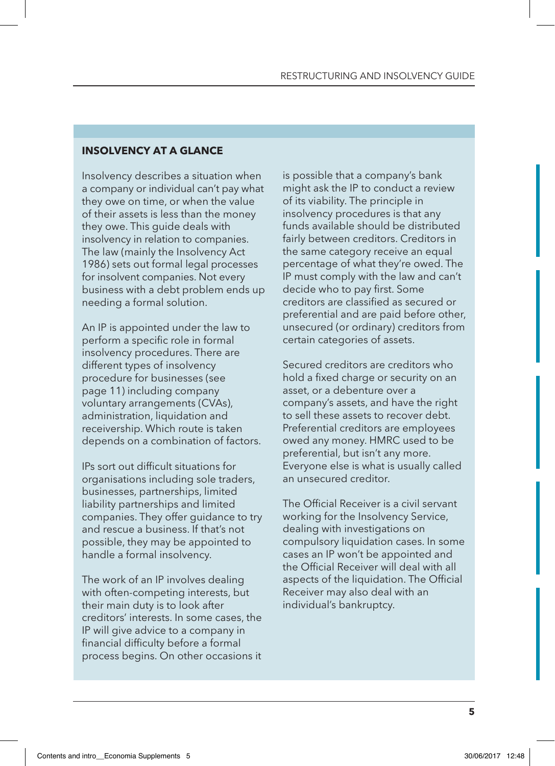## INSOLVENCY AT A GLANCE

Insolvency describes a situation when a company or individual can't pay what they owe on time, or when the value of their assets is less than the money they owe. This guide deals with insolvency in relation to companies. The law (mainly the Insolvency Act 1986) sets out formal legal processes for insolvent companies. Not every business with a debt problem ends up needing a formal solution.

An IP is appointed under the law to perform a specific role in formal insolvency procedures. There are different types of insolvency procedure for businesses (see page 11) including company voluntary arrangements (CVAs), administration, liquidation and receivership. Which route is taken depends on a combination of factors.

IPs sort out difficult situations for organisations including sole traders, businesses, partnerships, limited liability partnerships and limited companies. They offer guidance to try and rescue a business. If that's not possible, they may be appointed to handle a formal insolvency.

The work of an IP involves dealing with often-competing interests, but their main duty is to look after creditors' interests. In some cases, the IP will give advice to a company in financial difficulty before a formal process begins. On other occasions it is possible that a company's bank might ask the IP to conduct a review of its viability. The principle in insolvency procedures is that any funds available should be distributed fairly between creditors. Creditors in the same category receive an equal percentage of what they're owed. The IP must comply with the law and can't decide who to pay first. Some creditors are classified as secured or preferential and are paid before other, unsecured (or ordinary) creditors from certain categories of assets.

Secured creditors are creditors who hold a fixed charge or security on an asset, or a debenture over a company's assets, and have the right to sell these assets to recover debt. Preferential creditors are employees owed any money. HMRC used to be preferential, but isn't any more. Everyone else is what is usually called an unsecured creditor.

The Official Receiver is a civil servant working for the Insolvency Service, dealing with investigations on compulsory liquidation cases. In some cases an IP won't be appointed and the Official Receiver will deal with all aspects of the liquidation. The Official Receiver may also deal with an individual's bankruptcy.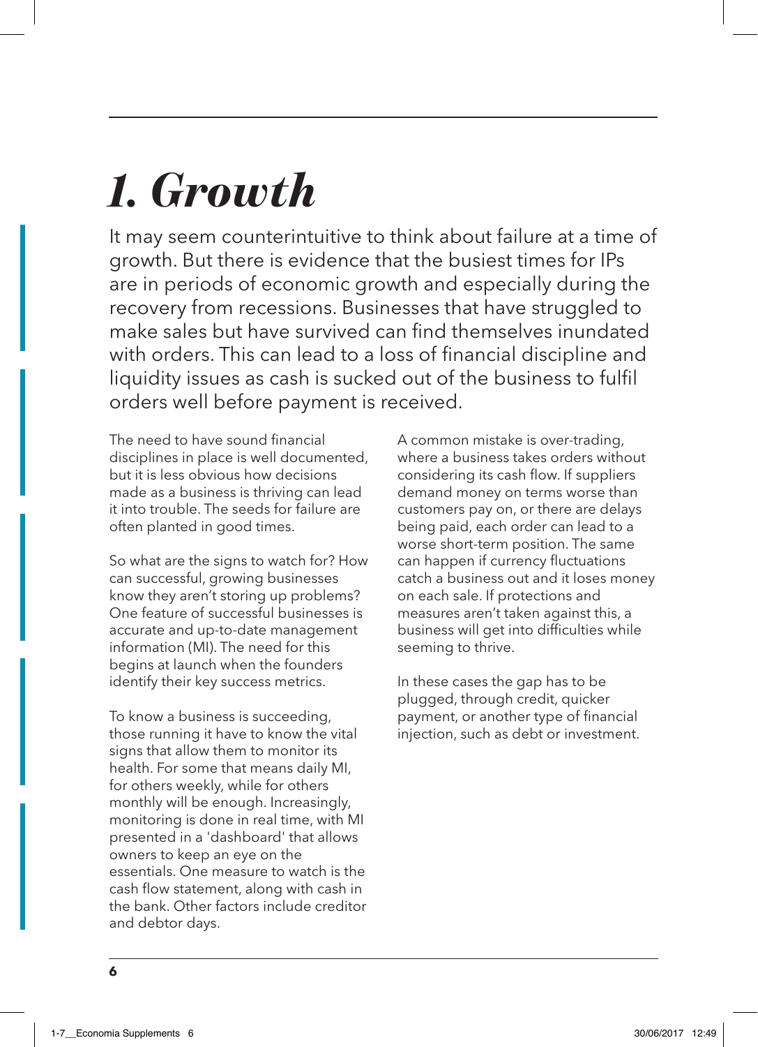# *1. Growth*

It may seem counterintuitive to think about failure at a time of growth. But there is evidence that the busiest times for IPs are in periods of economic growth and especially during the recovery from recessions. Businesses that have struggled to make sales but have survived can find themselves inundated with orders. This can lead to a loss of financial discipline and liquidity issues as cash is sucked out of the business to fulfil orders well before payment is received.

The need to have sound financial disciplines in place is well documented, but it is less obvious how decisions made as a business is thriving can lead it into trouble. The seeds for failure are often planted in good times.

So what are the signs to watch for? How can successful, growing businesses know they aren't storing up problems? One feature of successful businesses is accurate and up-to-date management information (MI). The need for this begins at launch when the founders identify their key success metrics.

To know a business is succeeding, those running it have to know the vital signs that allow them to monitor its health. For some that means daily MI, for others weekly, while for others monthly will be enough. Increasingly, monitoring is done in real time, with MI presented in a 'dashboard' that allows owners to keep an eye on the essentials. One measure to watch is the cash flow statement, along with cash in the bank. Other factors include creditor and debtor days.

A common mistake is over-trading, where a business takes orders without considering its cash flow. If suppliers demand money on terms worse than customers pay on, or there are delays being paid, each order can lead to a worse short-term position. The same can happen if currency fluctuations catch a business out and it loses money on each sale. If protections and measures aren't taken against this, a business will get into difficulties while seeming to thrive.

In these cases the gap has to be plugged, through credit, quicker payment, or another type of financial injection, such as debt or investment.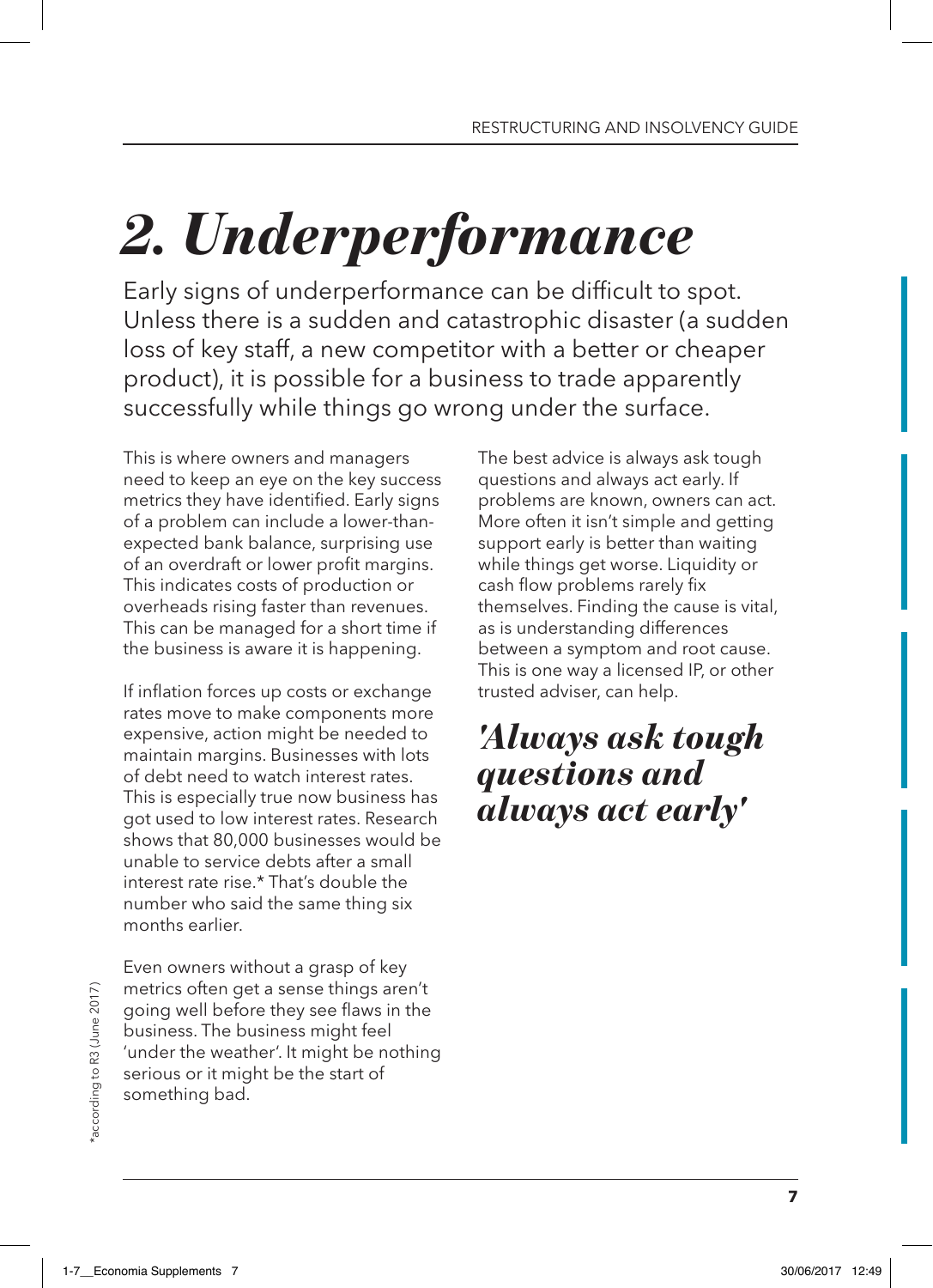# *2. Underperformance*

Early signs of underperformance can be difficult to spot. Unless there is a sudden and catastrophic disaster (a sudden loss of key staff, a new competitor with a better or cheaper product), it is possible for a business to trade apparently successfully while things go wrong under the surface.

This is where owners and managers need to keep an eye on the key success metrics they have identified. Early signs of a problem can include a lower-than-expected bank balance, surprising use of an overdraft or lower profit margins. This indicates costs of production or overheads rising faster than revenues. This can be managed for a short time if the business is aware it is happening.

If inflation forces up costs or exchange rates move to make components more expensive, action might be needed to maintain margins. Businesses with lots of debt need to watch interest rates. This is especially true now business has got used to low interest rates. Research shows that 80,000 businesses would be unable to service debts after a small interest rate rise.* That's double the number who said the same thing six months earlier.

Even owners without a grasp of key metrics often get a sense things aren't going well before they see flaws in the business. The business might feel 'under the weather'. It might be nothing serious or it might be the start of something bad.

The best advice is always ask tough questions and always act early. If problems are known, owners can act. More often it isn't simple and getting support early is better than waiting while things get worse. Liquidity or cash flow problems rarely fix themselves. Finding the cause is vital, as is understanding differences between a symptom and root cause. This is one way a licensed IP, or other trusted adviser, can help.

> ***'Always ask tough questions and always act early'***

*according to R3 (June 2017)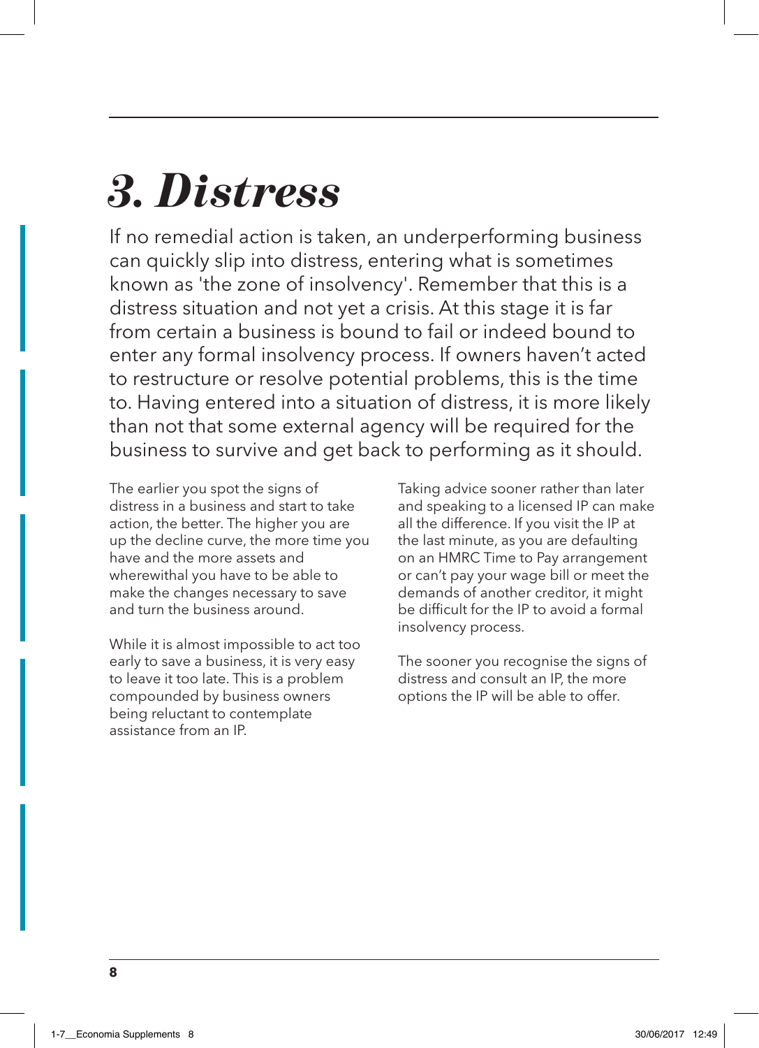# *3. Distress*

If no remedial action is taken, an underperforming business can quickly slip into distress, entering what is sometimes known as 'the zone of insolvency'. Remember that this is a distress situation and not yet a crisis. At this stage it is far from certain a business is bound to fail or indeed bound to enter any formal insolvency process. If owners haven't acted to restructure or resolve potential problems, this is the time to. Having entered into a situation of distress, it is more likely than not that some external agency will be required for the business to survive and get back to performing as it should.

The earlier you spot the signs of distress in a business and start to take action, the better. The higher you are up the decline curve, the more time you have and the more assets and wherewithal you have to be able to make the changes necessary to save and turn the business around.

While it is almost impossible to act too early to save a business, it is very easy to leave it too late. This is a problem compounded by business owners being reluctant to contemplate assistance from an IP.

Taking advice sooner rather than later and speaking to a licensed IP can make all the difference. If you visit the IP at the last minute, as you are defaulting on an HMRC Time to Pay arrangement or can't pay your wage bill or meet the demands of another creditor, it might be difficult for the IP to avoid a formal insolvency process.

The sooner you recognise the signs of distress and consult an IP, the more options the IP will be able to offer.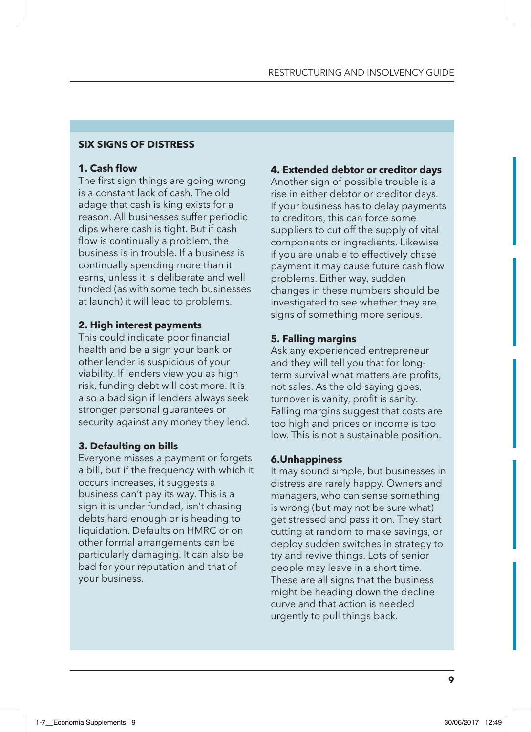## SIX SIGNS OF DISTRESS

### 1. Cash flow

The first sign things are going wrong is a constant lack of cash. The old adage that cash is king exists for a reason. All businesses suffer periodic dips where cash is tight. But if cash flow is continually a problem, the business is in trouble. If a business is continually spending more than it earns, unless it is deliberate and well funded (as with some tech businesses at launch) it will lead to problems.

### 2. High interest payments

This could indicate poor financial health and be a sign your bank or other lender is suspicious of your viability. If lenders view you as high risk, funding debt will cost more. It is also a bad sign if lenders always seek stronger personal guarantees or security against any money they lend.

### 3. Defaulting on bills

Everyone misses a payment or forgets a bill, but if the frequency with which it occurs increases, it suggests a business can't pay its way. This is a sign it is under funded, isn't chasing debts hard enough or is heading to liquidation. Defaults on HMRC or on other formal arrangements can be particularly damaging. It can also be bad for your reputation and that of your business.

### 4. Extended debtor or creditor days

Another sign of possible trouble is a rise in either debtor or creditor days. If your business has to delay payments to creditors, this can force some suppliers to cut off the supply of vital components or ingredients. Likewise if you are unable to effectively chase payment it may cause future cash flow problems. Either way, sudden changes in these numbers should be investigated to see whether they are signs of something more serious.

### 5. Falling margins

Ask any experienced entrepreneur and they will tell you that for long-term survival what matters are profits, not sales. As the old saying goes, turnover is vanity, profit is sanity. Falling margins suggest that costs are too high and prices or income is too low. This is not a sustainable position.

### 6.Unhappiness

It may sound simple, but businesses in distress are rarely happy. Owners and managers, who can sense something is wrong (but may not be sure what) get stressed and pass it on. They start cutting at random to make savings, or deploy sudden switches in strategy to try and revive things. Lots of senior people may leave in a short time. These are all signs that the business might be heading down the decline curve and that action is needed urgently to pull things back.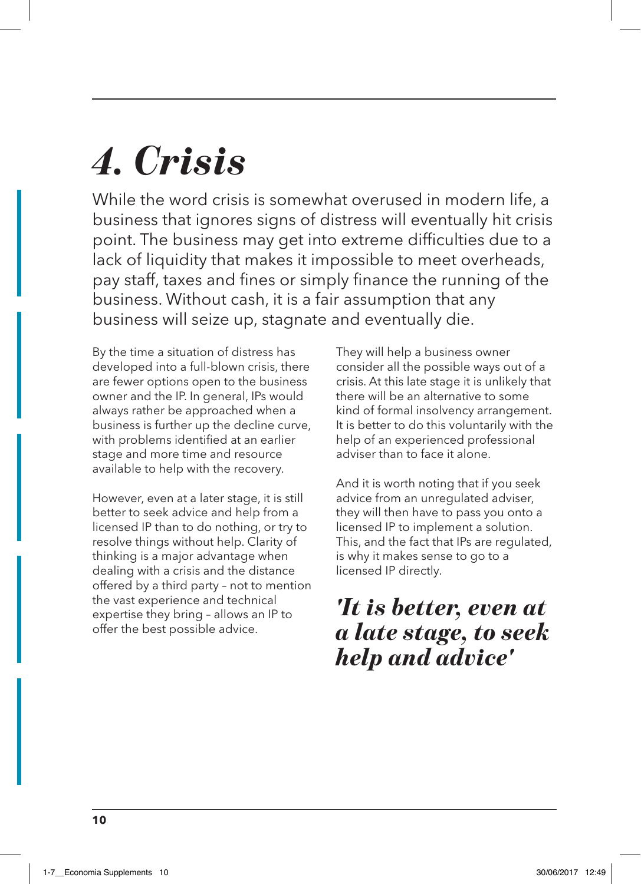# *4. Crisis*

While the word crisis is somewhat overused in modern life, a business that ignores signs of distress will eventually hit crisis point. The business may get into extreme difficulties due to a lack of liquidity that makes it impossible to meet overheads, pay staff, taxes and fines or simply finance the running of the business. Without cash, it is a fair assumption that any business will seize up, stagnate and eventually die.

By the time a situation of distress has developed into a full-blown crisis, there are fewer options open to the business owner and the IP. In general, IPs would always rather be approached when a business is further up the decline curve, with problems identified at an earlier stage and more time and resource available to help with the recovery.

However, even at a later stage, it is still better to seek advice and help from a licensed IP than to do nothing, or try to resolve things without help. Clarity of thinking is a major advantage when dealing with a crisis and the distance offered by a third party – not to mention the vast experience and technical expertise they bring – allows an IP to offer the best possible advice.

They will help a business owner consider all the possible ways out of a crisis. At this late stage it is unlikely that there will be an alternative to some kind of formal insolvency arrangement. It is better to do this voluntarily with the help of an experienced professional adviser than to face it alone.

And it is worth noting that if you seek advice from an unregulated adviser, they will then have to pass you onto a licensed IP to implement a solution. This, and the fact that IPs are regulated, is why it makes sense to go to a licensed IP directly.

***'It is better, even at a late stage, to seek help and advice'***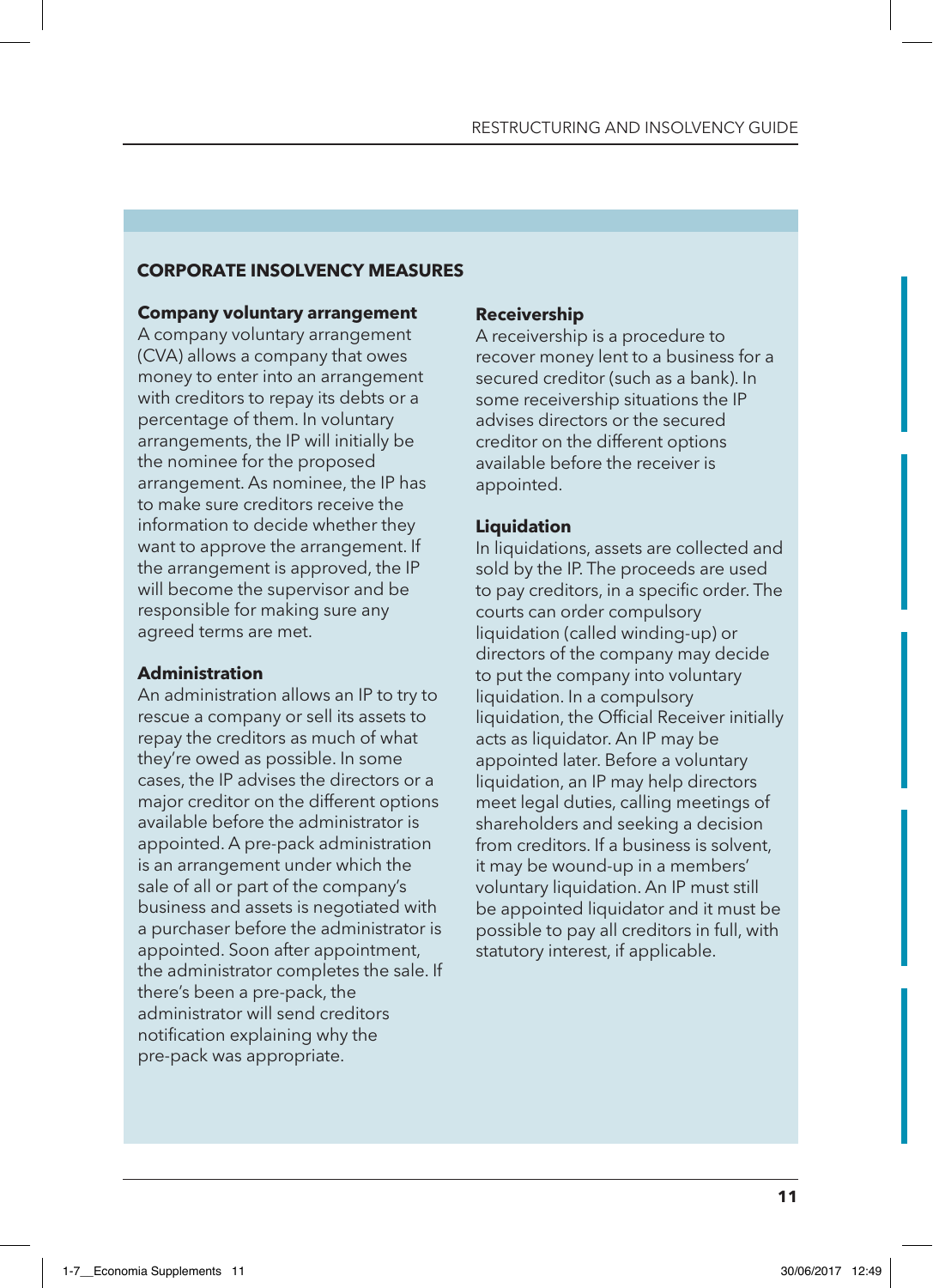## CORPORATE INSOLVENCY MEASURES

### Company voluntary arrangement

A company voluntary arrangement (CVA) allows a company that owes money to enter into an arrangement with creditors to repay its debts or a percentage of them. In voluntary arrangements, the IP will initially be the nominee for the proposed arrangement. As nominee, the IP has to make sure creditors receive the information to decide whether they want to approve the arrangement. If the arrangement is approved, the IP will become the supervisor and be responsible for making sure any agreed terms are met.

### Administration

An administration allows an IP to try to rescue a company or sell its assets to repay the creditors as much of what they're owed as possible. In some cases, the IP advises the directors or a major creditor on the different options available before the administrator is appointed. A pre-pack administration is an arrangement under which the sale of all or part of the company's business and assets is negotiated with a purchaser before the administrator is appointed. Soon after appointment, the administrator completes the sale. If there's been a pre-pack, the administrator will send creditors notification explaining why the pre-pack was appropriate.

### Receivership

A receivership is a procedure to recover money lent to a business for a secured creditor (such as a bank). In some receivership situations the IP advises directors or the secured creditor on the different options available before the receiver is appointed.

### Liquidation

In liquidations, assets are collected and sold by the IP. The proceeds are used to pay creditors, in a specific order. The courts can order compulsory liquidation (called winding-up) or directors of the company may decide to put the company into voluntary liquidation. In a compulsory liquidation, the Official Receiver initially acts as liquidator. An IP may be appointed later. Before a voluntary liquidation, an IP may help directors meet legal duties, calling meetings of shareholders and seeking a decision from creditors. If a business is solvent, it may be wound-up in a members' voluntary liquidation. An IP must still be appointed liquidator and it must be possible to pay all creditors in full, with statutory interest, if applicable.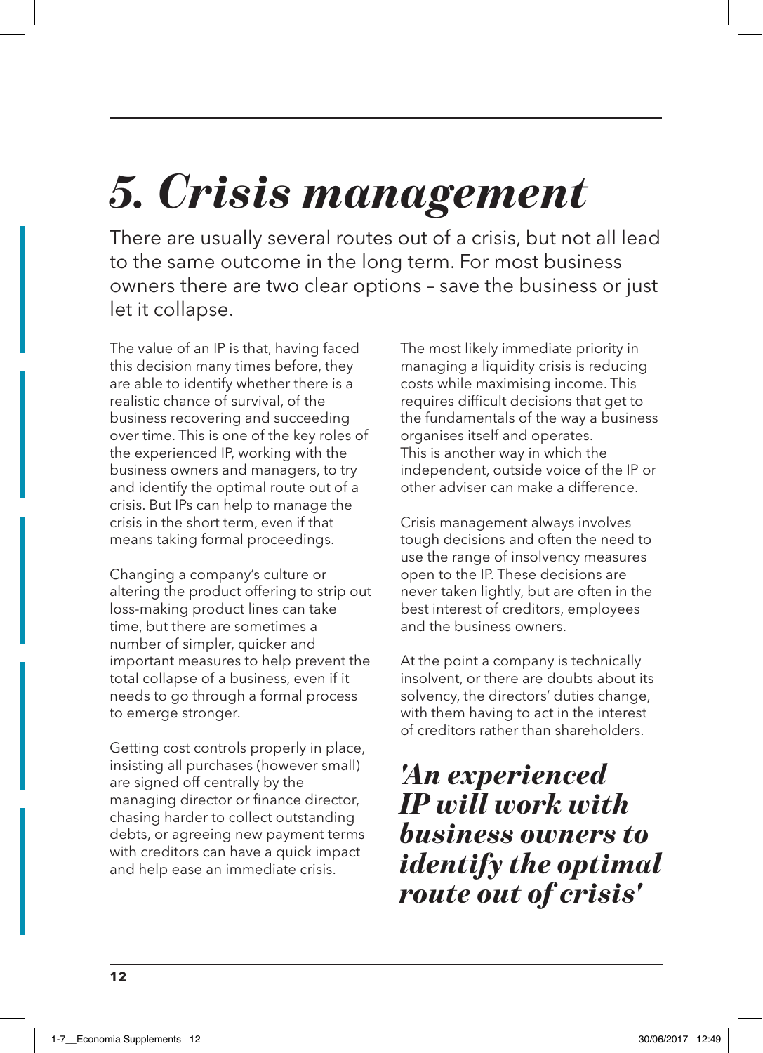# *5. Crisis management*

There are usually several routes out of a crisis, but not all lead to the same outcome in the long term. For most business owners there are two clear options – save the business or just let it collapse.

The value of an IP is that, having faced this decision many times before, they are able to identify whether there is a realistic chance of survival, of the business recovering and succeeding over time. This is one of the key roles of the experienced IP, working with the business owners and managers, to try and identify the optimal route out of a crisis. But IPs can help to manage the crisis in the short term, even if that means taking formal proceedings.

Changing a company's culture or altering the product offering to strip out loss-making product lines can take time, but there are sometimes a number of simpler, quicker and important measures to help prevent the total collapse of a business, even if it needs to go through a formal process to emerge stronger.

Getting cost controls properly in place, insisting all purchases (however small) are signed off centrally by the managing director or finance director, chasing harder to collect outstanding debts, or agreeing new payment terms with creditors can have a quick impact and help ease an immediate crisis.

The most likely immediate priority in managing a liquidity crisis is reducing costs while maximising income. This requires difficult decisions that get to the fundamentals of the way a business organises itself and operates. This is another way in which the independent, outside voice of the IP or other adviser can make a difference.

Crisis management always involves tough decisions and often the need to use the range of insolvency measures open to the IP. These decisions are never taken lightly, but are often in the best interest of creditors, employees and the business owners.

At the point a company is technically insolvent, or there are doubts about its solvency, the directors' duties change, with them having to act in the interest of creditors rather than shareholders.

> ***'An experienced IP will work with business owners to identify the optimal route out of crisis'***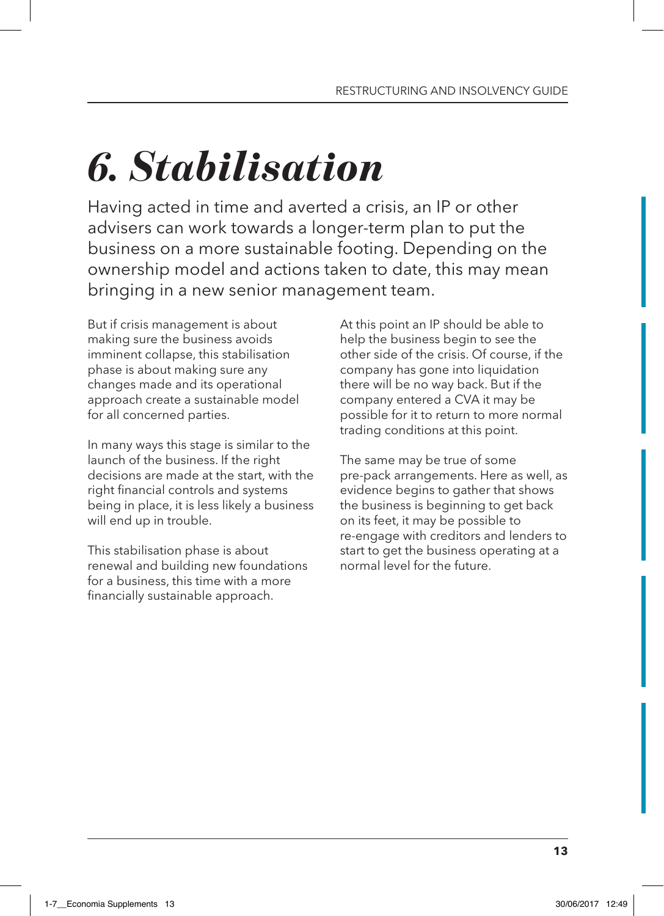# *6. Stabilisation*

Having acted in time and averted a crisis, an IP or other advisers can work towards a longer-term plan to put the business on a more sustainable footing. Depending on the ownership model and actions taken to date, this may mean bringing in a new senior management team.

But if crisis management is about making sure the business avoids imminent collapse, this stabilisation phase is about making sure any changes made and its operational approach create a sustainable model for all concerned parties.

In many ways this stage is similar to the launch of the business. If the right decisions are made at the start, with the right financial controls and systems being in place, it is less likely a business will end up in trouble.

This stabilisation phase is about renewal and building new foundations for a business, this time with a more financially sustainable approach.

At this point an IP should be able to help the business begin to see the other side of the crisis. Of course, if the company has gone into liquidation there will be no way back. But if the company entered a CVA it may be possible for it to return to more normal trading conditions at this point.

The same may be true of some pre-pack arrangements. Here as well, as evidence begins to gather that shows the business is beginning to get back on its feet, it may be possible to re-engage with creditors and lenders to start to get the business operating at a normal level for the future.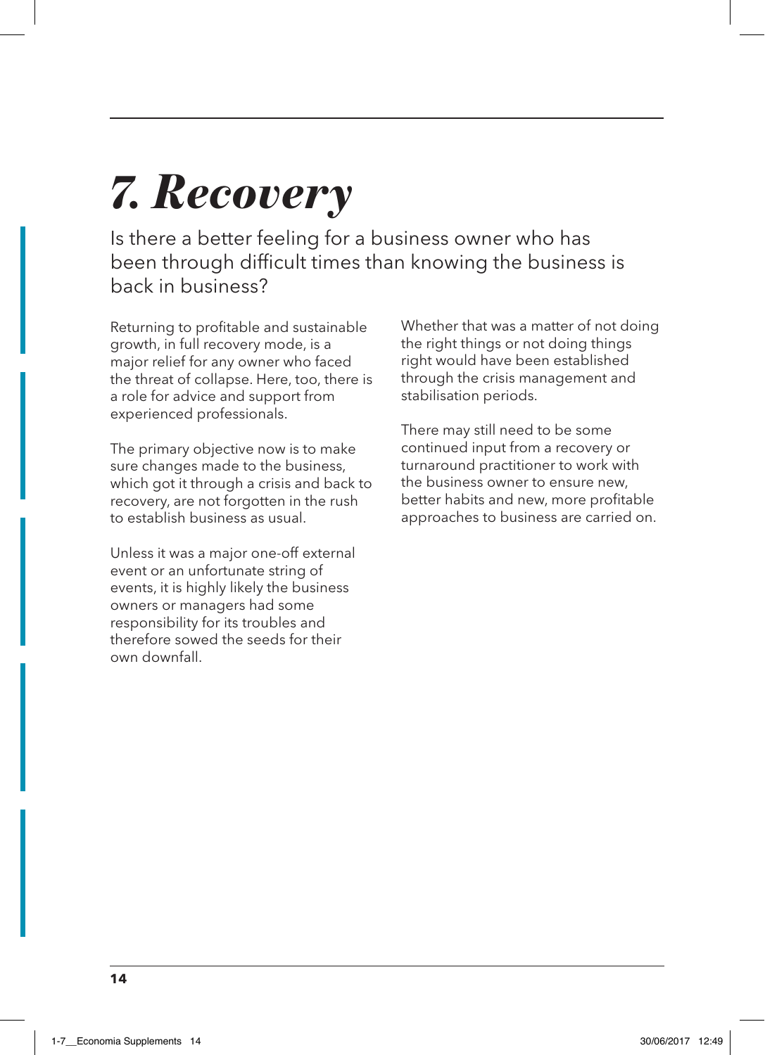# *7. Recovery*

Is there a better feeling for a business owner who has been through difficult times than knowing the business is back in business?

Returning to profitable and sustainable growth, in full recovery mode, is a major relief for any owner who faced the threat of collapse. Here, too, there is a role for advice and support from experienced professionals.

The primary objective now is to make sure changes made to the business, which got it through a crisis and back to recovery, are not forgotten in the rush to establish business as usual.

Unless it was a major one-off external event or an unfortunate string of events, it is highly likely the business owners or managers had some responsibility for its troubles and therefore sowed the seeds for their own downfall.

Whether that was a matter of not doing the right things or not doing things right would have been established through the crisis management and stabilisation periods.

There may still need to be some continued input from a recovery or turnaround practitioner to work with the business owner to ensure new, better habits and new, more profitable approaches to business are carried on.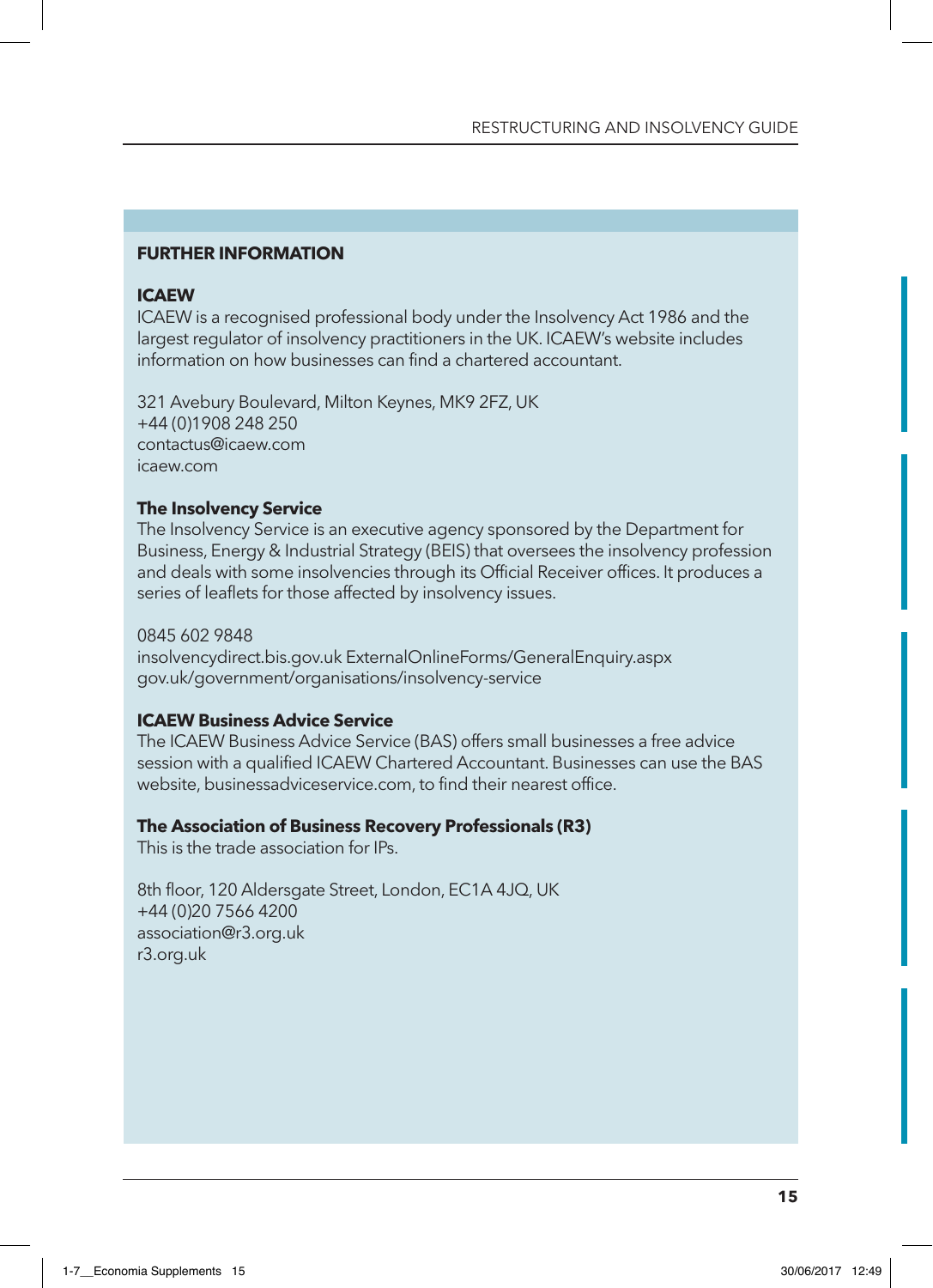## FURTHER INFORMATION

### ICAEW

ICAEW is a recognised professional body under the Insolvency Act 1986 and the largest regulator of insolvency practitioners in the UK. ICAEW's website includes information on how businesses can find a chartered accountant.

321 Avebury Boulevard, Milton Keynes, MK9 2FZ, UK
+44 (0)1908 248 250
contactus@icaew.com
icaew.com

### The Insolvency Service

The Insolvency Service is an executive agency sponsored by the Department for Business, Energy & Industrial Strategy (BEIS) that oversees the insolvency profession and deals with some insolvencies through its Official Receiver offices. It produces a series of leaflets for those affected by insolvency issues.

0845 602 9848
insolvencydirect.bis.gov.uk ExternalOnlineForms/GeneralEnquiry.aspx
gov.uk/government/organisations/insolvency-service

### ICAEW Business Advice Service

The ICAEW Business Advice Service (BAS) offers small businesses a free advice session with a qualified ICAEW Chartered Accountant. Businesses can use the BAS website, businessadviceservice.com, to find their nearest office.

### The Association of Business Recovery Professionals (R3)

This is the trade association for IPs.

8th floor, 120 Aldersgate Street, London, EC1A 4JQ, UK
+44 (0)20 7566 4200
association@r3.org.uk
r3.org.uk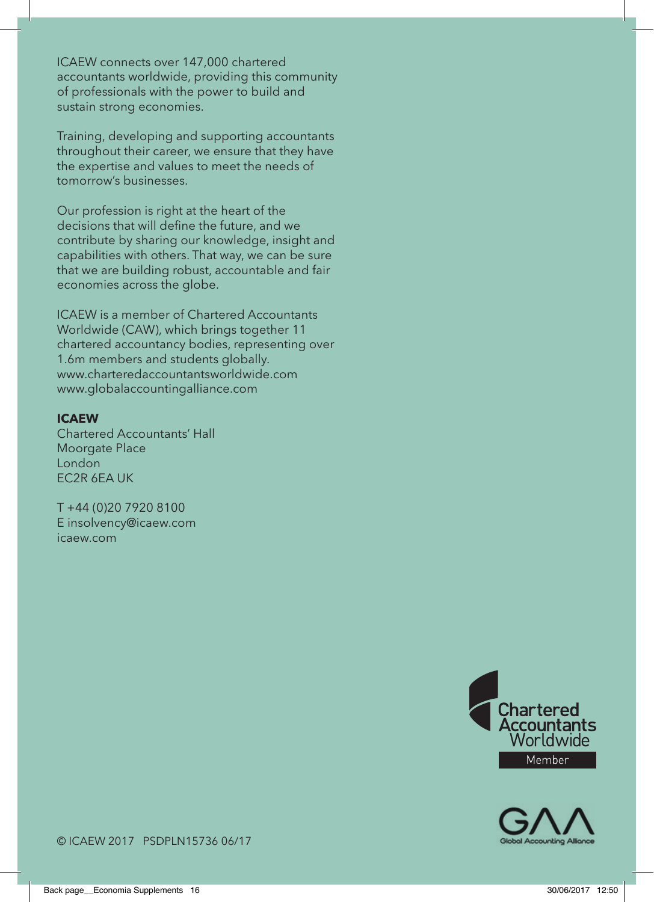ICAEW connects over 147,000 chartered accountants worldwide, providing this community of professionals with the power to build and sustain strong economies.

Training, developing and supporting accountants throughout their career, we ensure that they have the expertise and values to meet the needs of tomorrow's businesses.

Our profession is right at the heart of the decisions that will define the future, and we contribute by sharing our knowledge, insight and capabilities with others. That way, we can be sure that we are building robust, accountable and fair economies across the globe.

ICAEW is a member of Chartered Accountants Worldwide (CAW), which brings together 11 chartered accountancy bodies, representing over 1.6m members and students globally.
www.charteredaccountantsworldwide.com
www.globalaccountingalliance.com

**ICAEW**
Chartered Accountants' Hall
Moorgate Place
London
EC2R 6EA UK

T +44 (0)20 7920 8100
E insolvency@icaew.com
icaew.com

Chartered Accountants Worldwide
Member

GAA
Global Accounting Alliance

© ICAEW 2017 PSDPLN15736 06/17